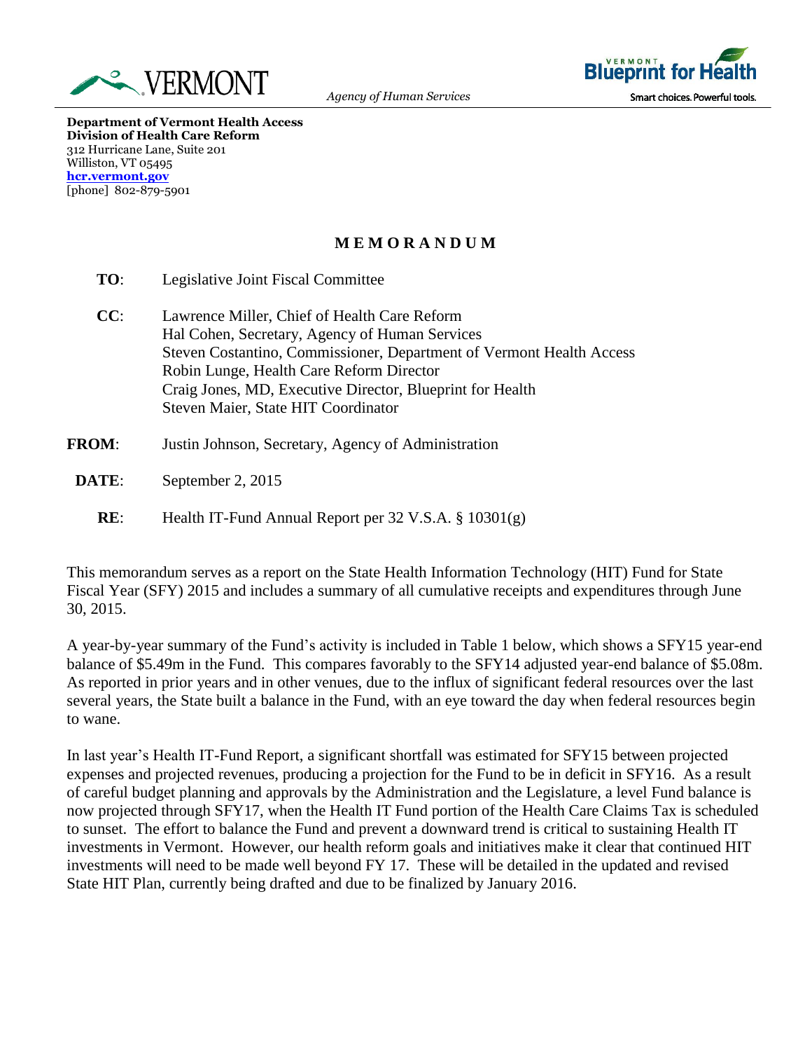VERMONT

*Agency of Human Services*

Vermont Blueprint for Health

Smart choices. Powerful tools.

**Department of Vermont Health Access**
**Division of Health Care Reform**
312 Hurricane Lane, Suite 201
Williston, VT 05495
**hcr.vermont.gov**
[phone] 802-879-5901

## MEMORANDUM

**TO**: Legislative Joint Fiscal Committee

**CC**: Lawrence Miller, Chief of Health Care Reform
Hal Cohen, Secretary, Agency of Human Services
Steven Costantino, Commissioner, Department of Vermont Health Access
Robin Lunge, Health Care Reform Director
Craig Jones, MD, Executive Director, Blueprint for Health
Steven Maier, State HIT Coordinator

**FROM**: Justin Johnson, Secretary, Agency of Administration

**DATE**: September 2, 2015

**RE**: Health IT-Fund Annual Report per 32 V.S.A. § 10301(g)

This memorandum serves as a report on the State Health Information Technology (HIT) Fund for State Fiscal Year (SFY) 2015 and includes a summary of all cumulative receipts and expenditures through June 30, 2015.

A year-by-year summary of the Fund's activity is included in Table 1 below, which shows a SFY15 year-end balance of $5.49m in the Fund. This compares favorably to the SFY14 adjusted year-end balance of $5.08m. As reported in prior years and in other venues, due to the influx of significant federal resources over the last several years, the State built a balance in the Fund, with an eye toward the day when federal resources begin to wane.

In last year's Health IT-Fund Report, a significant shortfall was estimated for SFY15 between projected expenses and projected revenues, producing a projection for the Fund to be in deficit in SFY16. As a result of careful budget planning and approvals by the Administration and the Legislature, a level Fund balance is now projected through SFY17, when the Health IT Fund portion of the Health Care Claims Tax is scheduled to sunset. The effort to balance the Fund and prevent a downward trend is critical to sustaining Health IT investments in Vermont. However, our health reform goals and initiatives make it clear that continued HIT investments will need to be made well beyond FY 17. These will be detailed in the updated and revised State HIT Plan, currently being drafted and due to be finalized by January 2016.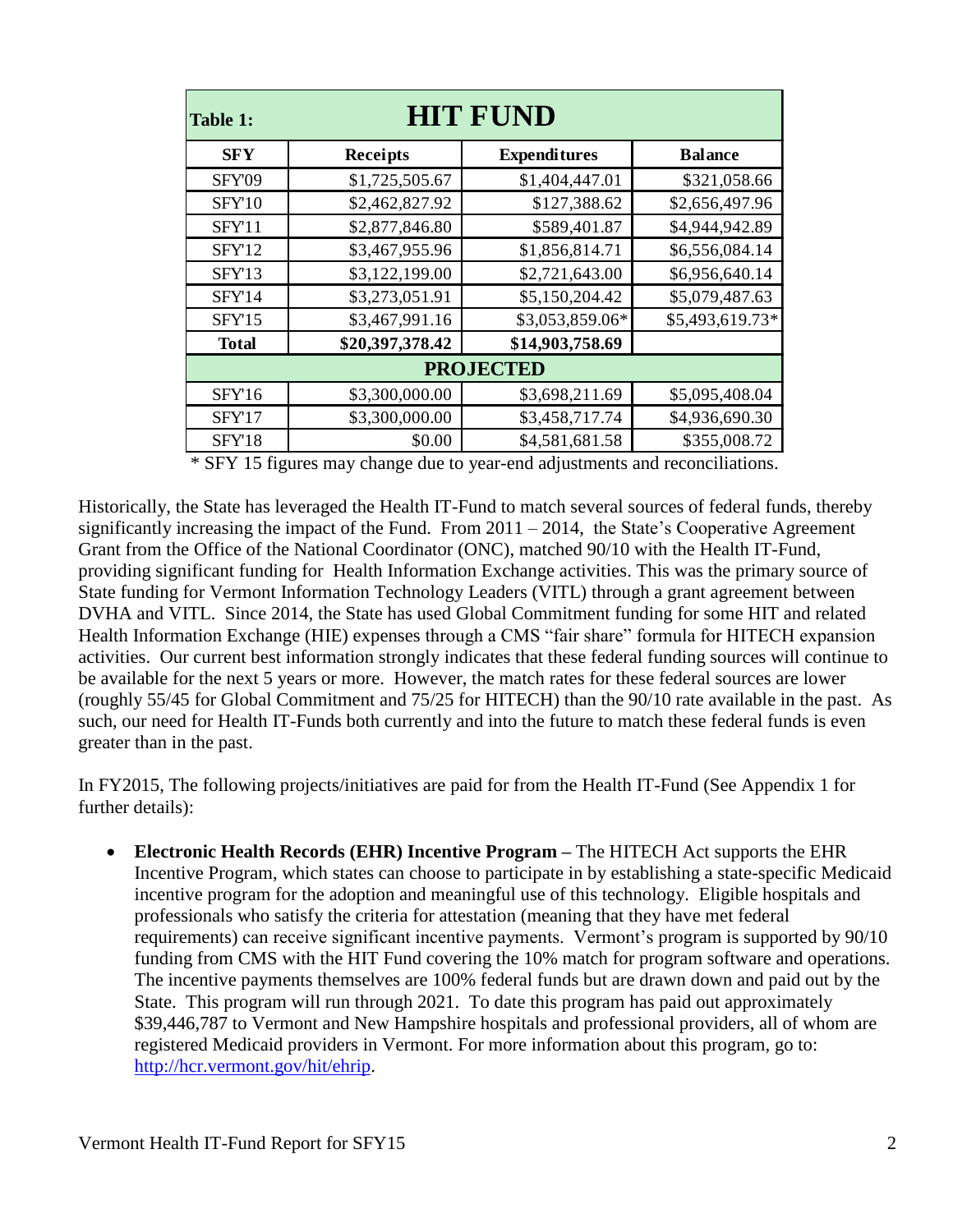| Table 1: | HIT FUND | | |
|---|---|---|---|
| **SFY** | **Receipts** | **Expenditures** | **Balance** |
| SFY'09 | $1,725,505.67 | $1,404,447.01 | $321,058.66 |
| SFY'10 | $2,462,827.92 | $127,388.62 | $2,656,497.96 |
| SFY'11 | $2,877,846.80 | $589,401.87 | $4,944,942.89 |
| SFY'12 | $3,467,955.96 | $1,856,814.71 | $6,556,084.14 |
| SFY'13 | $3,122,199.00 | $2,721,643.00 | $6,956,640.14 |
| SFY'14 | $3,273,051.91 | $5,150,204.42 | $5,079,487.63 |
| SFY'15 | $3,467,991.16 | $3,053,859.06* | $5,493,619.73* |
| **Total** | **$20,397,378.42** | **$14,903,758.69** | |
| **PROJECTED** | | | |
| SFY'16 | $3,300,000.00 | $3,698,211.69 | $5,095,408.04 |
| SFY'17 | $3,300,000.00 | $3,458,717.74 | $4,936,690.30 |
| SFY'18 | $0.00 | $4,581,681.58 | $355,008.72 |

\* SFY 15 figures may change due to year-end adjustments and reconciliations.

Historically, the State has leveraged the Health IT-Fund to match several sources of federal funds, thereby significantly increasing the impact of the Fund. From 2011 – 2014, the State's Cooperative Agreement Grant from the Office of the National Coordinator (ONC), matched 90/10 with the Health IT-Fund, providing significant funding for Health Information Exchange activities. This was the primary source of State funding for Vermont Information Technology Leaders (VITL) through a grant agreement between DVHA and VITL. Since 2014, the State has used Global Commitment funding for some HIT and related Health Information Exchange (HIE) expenses through a CMS "fair share" formula for HITECH expansion activities. Our current best information strongly indicates that these federal funding sources will continue to be available for the next 5 years or more. However, the match rates for these federal sources are lower (roughly 55/45 for Global Commitment and 75/25 for HITECH) than the 90/10 rate available in the past. As such, our need for Health IT-Funds both currently and into the future to match these federal funds is even greater than in the past.

In FY2015, The following projects/initiatives are paid for from the Health IT-Fund (See Appendix 1 for further details):

- **Electronic Health Records (EHR) Incentive Program –** The HITECH Act supports the EHR Incentive Program, which states can choose to participate in by establishing a state-specific Medicaid incentive program for the adoption and meaningful use of this technology. Eligible hospitals and professionals who satisfy the criteria for attestation (meaning that they have met federal requirements) can receive significant incentive payments. Vermont's program is supported by 90/10 funding from CMS with the HIT Fund covering the 10% match for program software and operations. The incentive payments themselves are 100% federal funds but are drawn down and paid out by the State. This program will run through 2021. To date this program has paid out approximately $39,446,787 to Vermont and New Hampshire hospitals and professional providers, all of whom are registered Medicaid providers in Vermont. For more information about this program, go to: http://hcr.vermont.gov/hit/ehrip.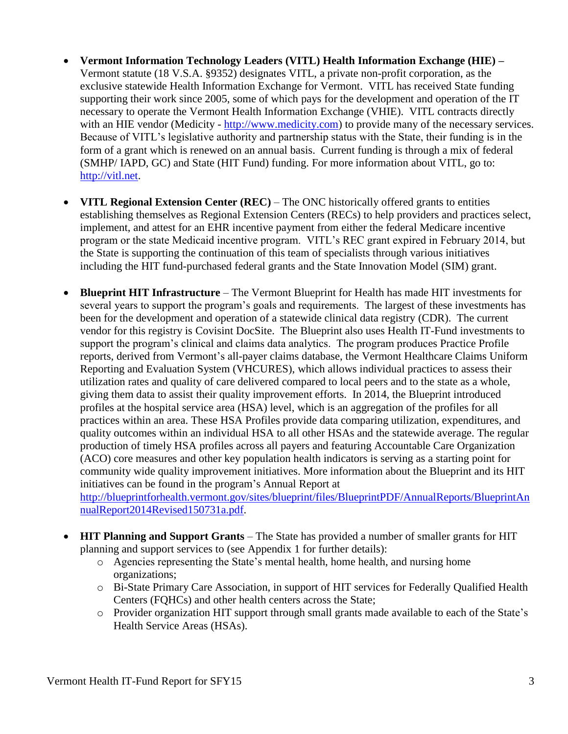- **Vermont Information Technology Leaders (VITL) Health Information Exchange (HIE) –** Vermont statute (18 V.S.A. §9352) designates VITL, a private non-profit corporation, as the exclusive statewide Health Information Exchange for Vermont. VITL has received State funding supporting their work since 2005, some of which pays for the development and operation of the IT necessary to operate the Vermont Health Information Exchange (VHIE). VITL contracts directly with an HIE vendor (Medicity - [http://www.medicity.com](http://www.medicity.com)) to provide many of the necessary services. Because of VITL's legislative authority and partnership status with the State, their funding is in the form of a grant which is renewed on an annual basis. Current funding is through a mix of federal (SMHP/ IAPD, GC) and State (HIT Fund) funding. For more information about VITL, go to: [http://vitl.net](http://vitl.net).

- **VITL Regional Extension Center (REC)** – The ONC historically offered grants to entities establishing themselves as Regional Extension Centers (RECs) to help providers and practices select, implement, and attest for an EHR incentive payment from either the federal Medicare incentive program or the state Medicaid incentive program. VITL's REC grant expired in February 2014, but the State is supporting the continuation of this team of specialists through various initiatives including the HIT fund-purchased federal grants and the State Innovation Model (SIM) grant.

- **Blueprint HIT Infrastructure** – The Vermont Blueprint for Health has made HIT investments for several years to support the program's goals and requirements. The largest of these investments has been for the development and operation of a statewide clinical data registry (CDR). The current vendor for this registry is Covisint DocSite. The Blueprint also uses Health IT-Fund investments to support the program's clinical and claims data analytics. The program produces Practice Profile reports, derived from Vermont's all-payer claims database, the Vermont Healthcare Claims Uniform Reporting and Evaluation System (VHCURES), which allows individual practices to assess their utilization rates and quality of care delivered compared to local peers and to the state as a whole, giving them data to assist their quality improvement efforts. In 2014, the Blueprint introduced profiles at the hospital service area (HSA) level, which is an aggregation of the profiles for all practices within an area. These HSA Profiles provide data comparing utilization, expenditures, and quality outcomes within an individual HSA to all other HSAs and the statewide average. The regular production of timely HSA profiles across all payers and featuring Accountable Care Organization (ACO) core measures and other key population health indicators is serving as a starting point for community wide quality improvement initiatives. More information about the Blueprint and its HIT initiatives can be found in the program's Annual Report at [http://blueprintforhealth.vermont.gov/sites/blueprint/files/BlueprintPDF/AnnualReports/BlueprintAnnualReport2014Revised150731a.pdf](http://blueprintforhealth.vermont.gov/sites/blueprint/files/BlueprintPDF/AnnualReports/BlueprintAnnualReport2014Revised150731a.pdf).

- **HIT Planning and Support Grants** – The State has provided a number of smaller grants for HIT planning and support services to (see Appendix 1 for further details):
  - Agencies representing the State's mental health, home health, and nursing home organizations;
  - Bi-State Primary Care Association, in support of HIT services for Federally Qualified Health Centers (FQHCs) and other health centers across the State;
  - Provider organization HIT support through small grants made available to each of the State's Health Service Areas (HSAs).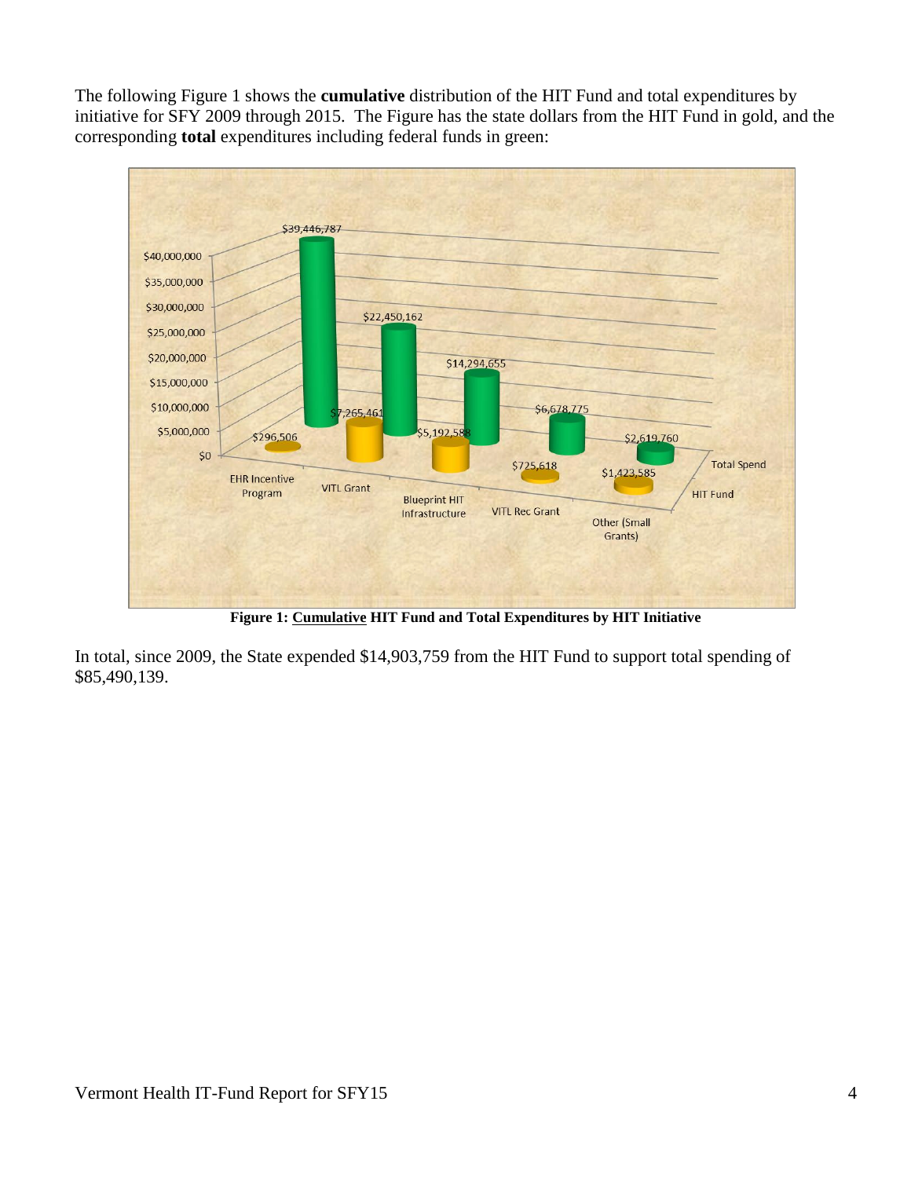The following Figure 1 shows the **cumulative** distribution of the HIT Fund and total expenditures by initiative for SFY 2009 through 2015. The Figure has the state dollars from the HIT Fund in gold, and the corresponding **total** expenditures including federal funds in green:

| Initiative | HIT Fund | Total Spend |
|---|---|---|
| EHR Incentive Program | $296,506 | $39,446,787 |
| VITL Grant | $7,265,461 | $22,450,162 |
| Blueprint HIT Infrastructure | $5,192,588 | $14,294,655 |
| VITL Rec Grant | $725,618 | $6,678,775 |
| Other (Small Grants) | $1,423,585 | $2,619,760 |

**Figure 1: Cumulative HIT Fund and Total Expenditures by HIT Initiative**

In total, since 2009, the State expended $14,903,759 from the HIT Fund to support total spending of $85,490,139.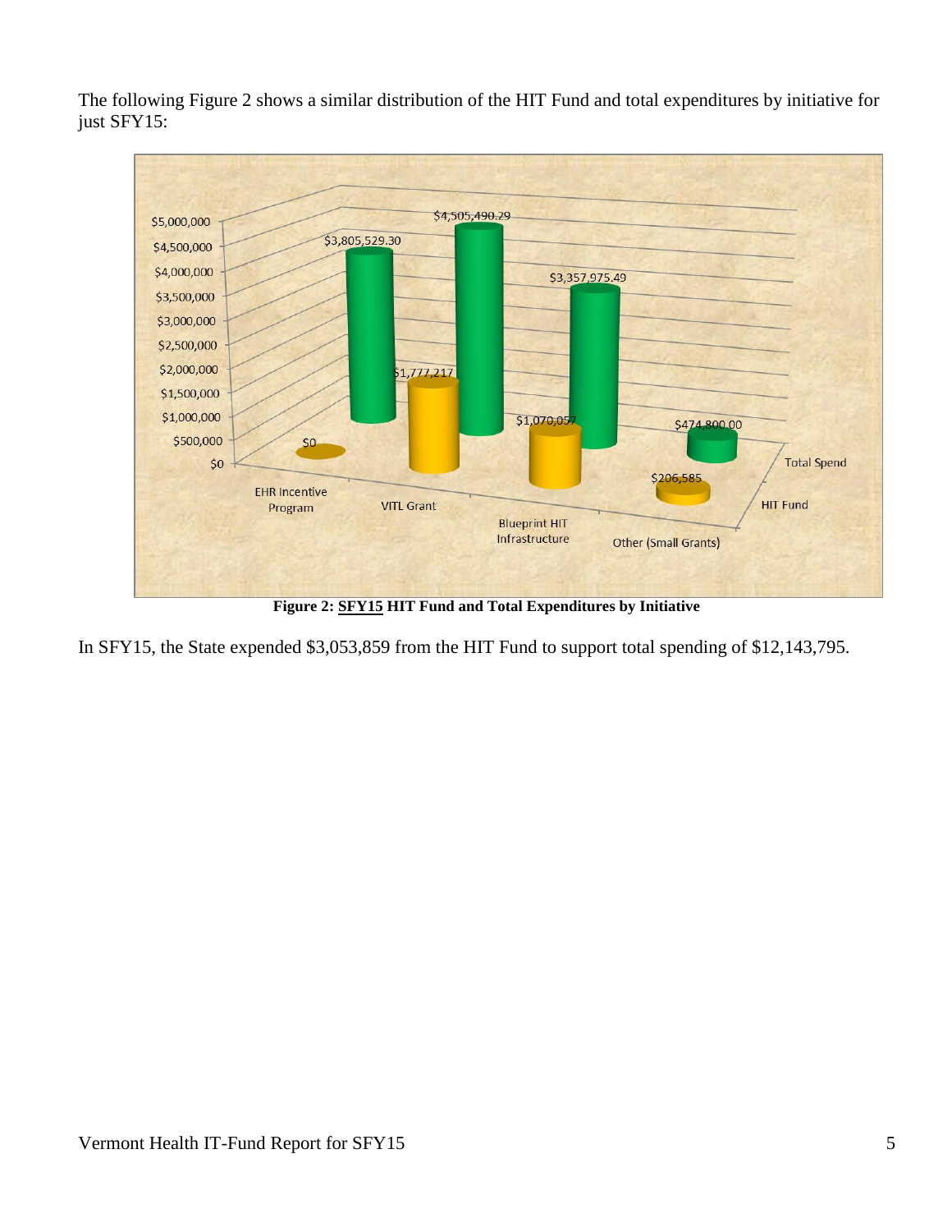The following Figure 2 shows a similar distribution of the HIT Fund and total expenditures by initiative for just SFY15:

| Initiative | HIT Fund | Total Spend |
|---|---|---|
| EHR Incentive Program | $0 | $3,805,529.30 |
| VITL Grant | $1,777,217 | $4,505,490.29 |
| Blueprint HIT Infrastructure | $1,070,057 | $3,357,975.49 |
| Other (Small Grants) | $206,585 | $474,800.00 |

**Figure 2: SFY15 HIT Fund and Total Expenditures by Initiative**

In SFY15, the State expended $3,053,859 from the HIT Fund to support total spending of $12,143,795.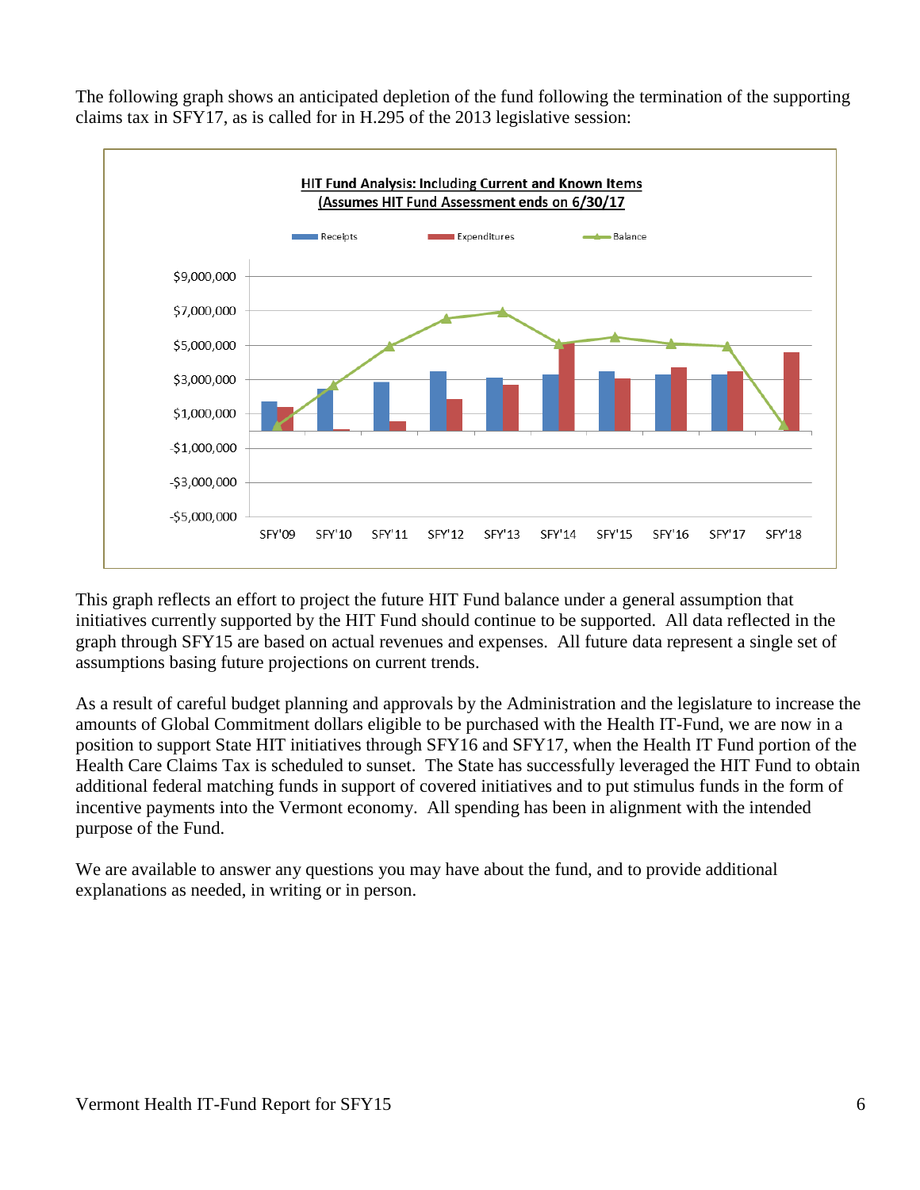The following graph shows an anticipated depletion of the fund following the termination of the supporting claims tax in SFY17, as is called for in H.295 of the 2013 legislative session:

**HIT Fund Analysis: Including Current and Known Items**
**(Assumes HIT Fund Assessment ends on 6/30/17**

This graph reflects an effort to project the future HIT Fund balance under a general assumption that initiatives currently supported by the HIT Fund should continue to be supported. All data reflected in the graph through SFY15 are based on actual revenues and expenses. All future data represent a single set of assumptions basing future projections on current trends.

As a result of careful budget planning and approvals by the Administration and the legislature to increase the amounts of Global Commitment dollars eligible to be purchased with the Health IT-Fund, we are now in a position to support State HIT initiatives through SFY16 and SFY17, when the Health IT Fund portion of the Health Care Claims Tax is scheduled to sunset. The State has successfully leveraged the HIT Fund to obtain additional federal matching funds in support of covered initiatives and to put stimulus funds in the form of incentive payments into the Vermont economy. All spending has been in alignment with the intended purpose of the Fund.

We are available to answer any questions you may have about the fund, and to provide additional explanations as needed, in writing or in person.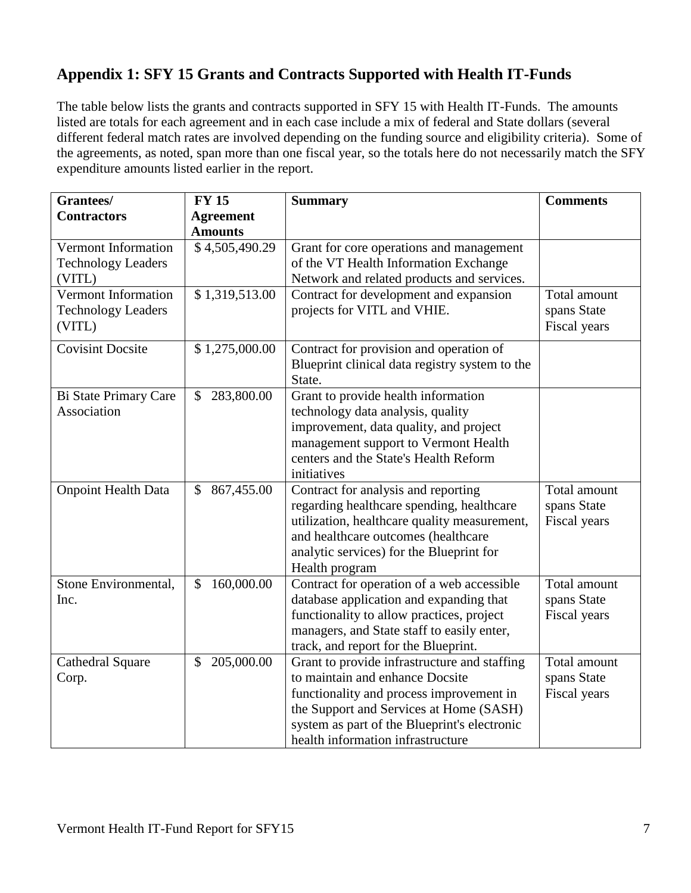## Appendix 1: SFY 15 Grants and Contracts Supported with Health IT-Funds

The table below lists the grants and contracts supported in SFY 15 with Health IT-Funds. The amounts listed are totals for each agreement and in each case include a mix of federal and State dollars (several different federal match rates are involved depending on the funding source and eligibility criteria). Some of the agreements, as noted, span more than one fiscal year, so the totals here do not necessarily match the SFY expenditure amounts listed earlier in the report.

| Grantees/ Contractors | FY 15 Agreement Amounts | Summary | Comments |
|---|---|---|---|
| Vermont Information Technology Leaders (VITL) | $ 4,505,490.29 | Grant for core operations and management of the VT Health Information Exchange Network and related products and services. | |
| Vermont Information Technology Leaders (VITL) | $ 1,319,513.00 | Contract for development and expansion projects for VITL and VHIE. | Total amount spans State Fiscal years |
| Covisint Docsite | $ 1,275,000.00 | Contract for provision and operation of Blueprint clinical data registry system to the State. | |
| Bi State Primary Care Association | $ 283,800.00 | Grant to provide health information technology data analysis, quality improvement, data quality, and project management support to Vermont Health centers and the State's Health Reform initiatives | |
| Onpoint Health Data | $ 867,455.00 | Contract for analysis and reporting regarding healthcare spending, healthcare utilization, healthcare quality measurement, and healthcare outcomes (healthcare analytic services) for the Blueprint for Health program | Total amount spans State Fiscal years |
| Stone Environmental, Inc. | $ 160,000.00 | Contract for operation of a web accessible database application and expanding that functionality to allow practices, project managers, and State staff to easily enter, track, and report for the Blueprint. | Total amount spans State Fiscal years |
| Cathedral Square Corp. | $ 205,000.00 | Grant to provide infrastructure and staffing to maintain and enhance Docsite functionality and process improvement in the Support and Services at Home (SASH) system as part of the Blueprint's electronic health information infrastructure | Total amount spans State Fiscal years |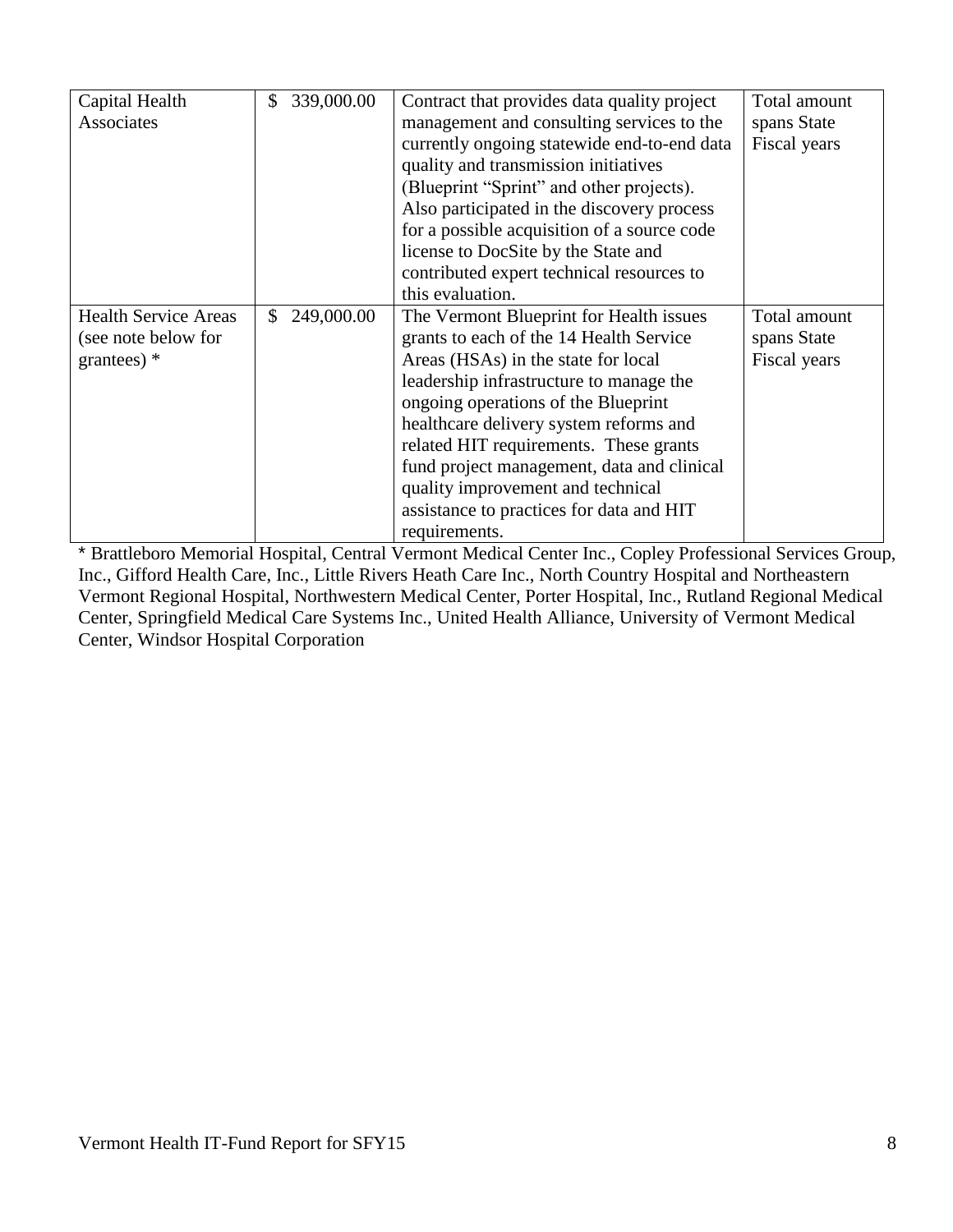| | | | |
|---|---|---|---|
| Capital Health Associates | $ 339,000.00 | Contract that provides data quality project management and consulting services to the currently ongoing statewide end-to-end data quality and transmission initiatives (Blueprint "Sprint" and other projects). Also participated in the discovery process for a possible acquisition of a source code license to DocSite by the State and contributed expert technical resources to this evaluation. | Total amount spans State Fiscal years |
| Health Service Areas (see note below for grantees) * | $ 249,000.00 | The Vermont Blueprint for Health issues grants to each of the 14 Health Service Areas (HSAs) in the state for local leadership infrastructure to manage the ongoing operations of the Blueprint healthcare delivery system reforms and related HIT requirements. These grants fund project management, data and clinical quality improvement and technical assistance to practices for data and HIT requirements. | Total amount spans State Fiscal years |

* Brattleboro Memorial Hospital, Central Vermont Medical Center Inc., Copley Professional Services Group, Inc., Gifford Health Care, Inc., Little Rivers Heath Care Inc., North Country Hospital and Northeastern Vermont Regional Hospital, Northwestern Medical Center, Porter Hospital, Inc., Rutland Regional Medical Center, Springfield Medical Care Systems Inc., United Health Alliance, University of Vermont Medical Center, Windsor Hospital Corporation